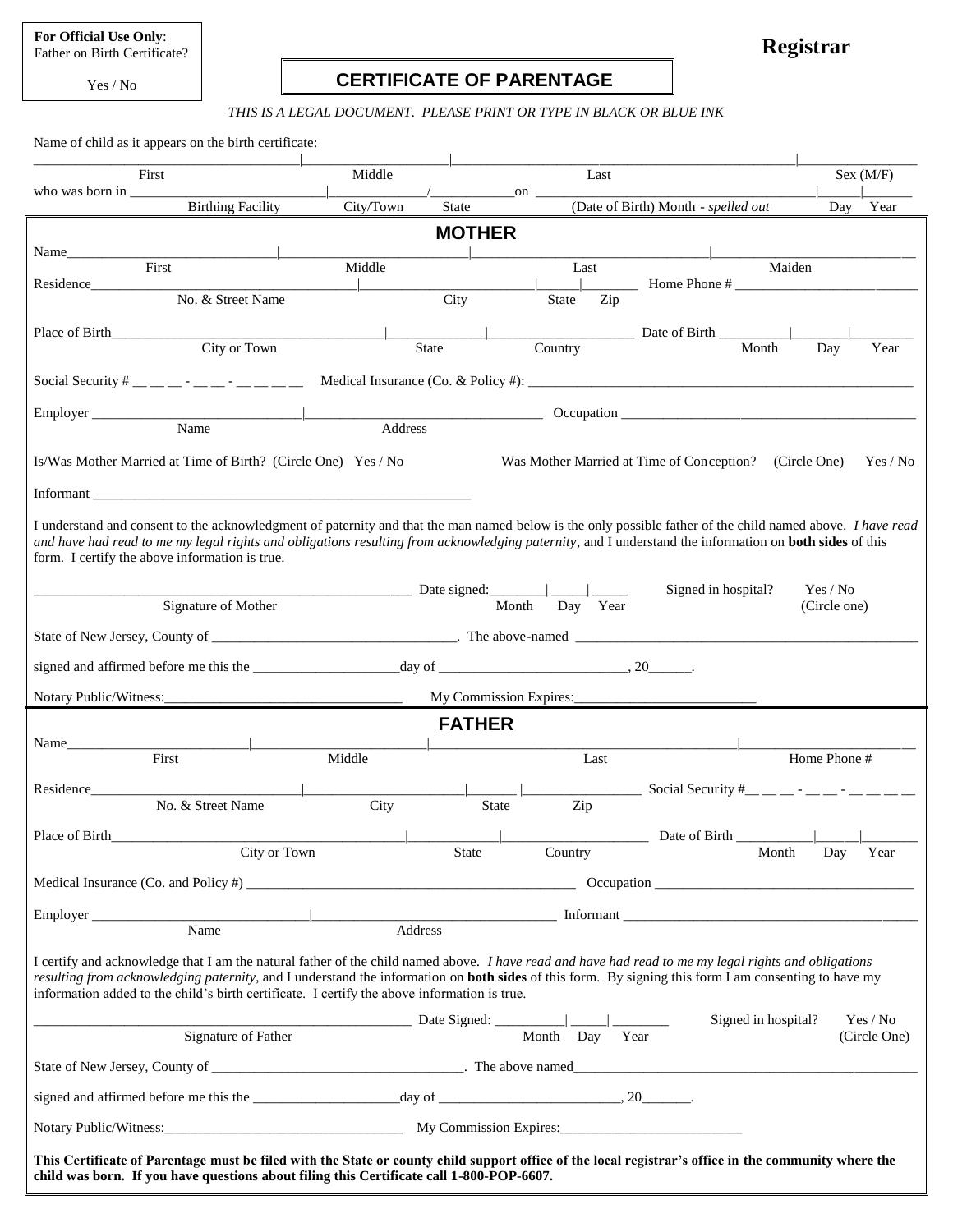**For Official Use Only**: Father on Birth Certificate?

Yes / No

**Registrar**

# CERTIFICATE OF PARENTAGE

*THIS IS A LEGAL DOCUMENT. PLEASE PRINT OR TYPE IN BLACK OR BLUE INK*

Name of child as it appears on the birth certificate:

______________________|______________________|______________________|______________

First | Middle | Last | Sex (M/F)

who was born in ______________________|______________/__________on ______________________|______|______

Birthing Facility | City/Town | State | (Date of Birth) Month - *spelled out* | Day | Year

## MOTHER

Name______________________|______________________|______________________|______________________

First | Middle | Last | Maiden

Residence______________________|______________________|______|________ Home Phone # ______________________

No. & Street Name | City | State | Zip

Place of Birth______________________|______________|______________________ Date of Birth ________|________|________

City or Town | State | Country | Month | Day | Year

Social Security # __ __ __ - __ __ - __ __ __ __ Medical Insurance (Co. & Policy #): ______________________

Employer ______________________|______________________ Occupation ______________________

Name | Address

Is/Was Mother Married at Time of Birth? (Circle One) Yes / No Was Mother Married at Time of Conception? (Circle One) Yes / No

Informant ______________________

I understand and consent to the acknowledgment of paternity and that the man named below is the only possible father of the child named above. *I have read and have had read to me my legal rights and obligations resulting from acknowledging paternity*, and I understand the information on **both sides** of this form. I certify the above information is true.

______________________ Date signed:________|______|______ Signed in hospital? Yes / No

Signature of Mother | Month | Day | Year | (Circle one)

State of New Jersey, County of ______________________. The above-named ______________________

signed and affirmed before me this the ______________day of ______________________, 20______.

Notary Public/Witness:______________________ My Commission Expires:______________________

## FATHER

Name______________________|______________________|______________________|______________________

First | Middle | Last | Home Phone #

Residence______________________|______________________|______|______________ Social Security #__ __ __ - __ __ - __ __ __ __

No. & Street Name | City | State | Zip

Place of Birth______________________|______________|______________________ Date of Birth ________|______|________

City or Town | State | Country | Month | Day | Year

Medical Insurance (Co. and Policy #) ______________________ Occupation ______________________

Employer ______________________|______________________ Informant ______________________

Name | Address

I certify and acknowledge that I am the natural father of the child named above. *I have read and have had read to me my legal rights and obligations resulting from acknowledging paternity*, and I understand the information on **both sides** of this form. By signing this form I am consenting to have my information added to the child's birth certificate. I certify the above information is true.

______________________ Date Signed: ________|______|________ Signed in hospital? Yes / No

Signature of Father | Month | Day | Year | (Circle One)

State of New Jersey, County of ______________________. The above named______________________

signed and affirmed before me this the ______________day of ______________________, 20_______.

Notary Public/Witness:______________________ My Commission Expires:______________________

**This Certificate of Parentage must be filed with the State or county child support office of the local registrar's office in the community where the child was born. If you have questions about filing this Certificate call 1-800-POP-6607.**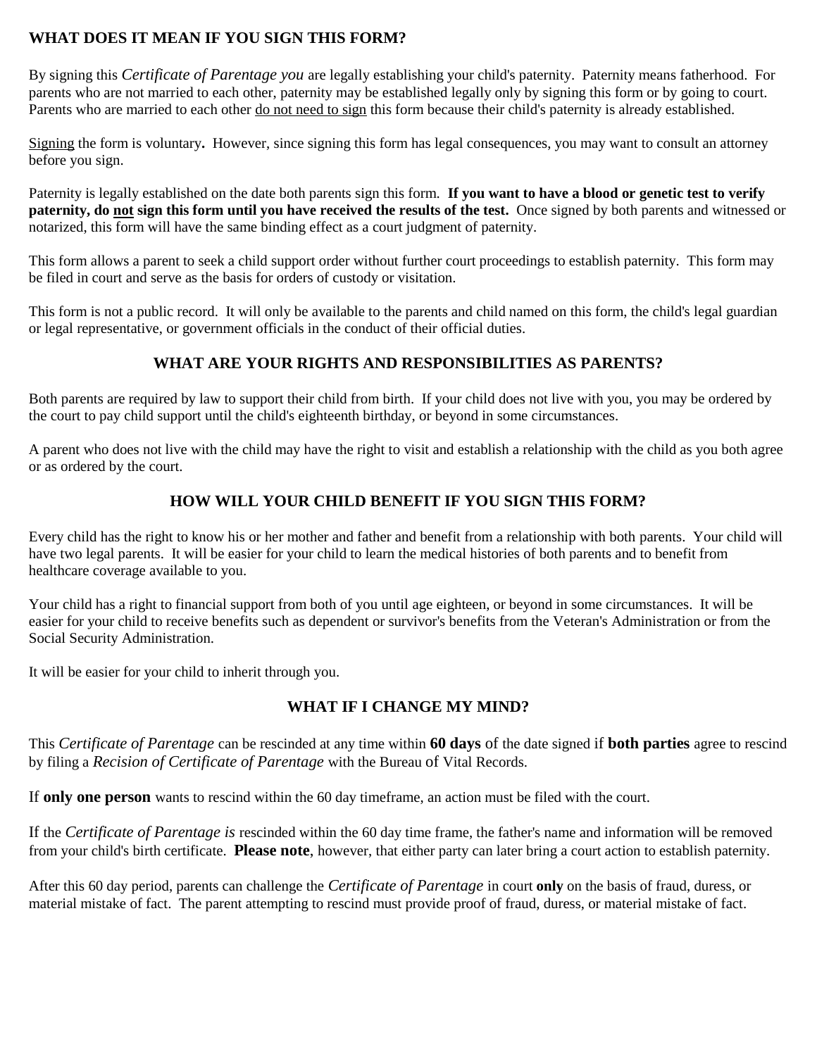## WHAT DOES IT MEAN IF YOU SIGN THIS FORM?

By signing this *Certificate of Parentage you* are legally establishing your child's paternity. Paternity means fatherhood. For parents who are not married to each other, paternity may be established legally only by signing this form or by going to court. Parents who are married to each other do not need to sign this form because their child's paternity is already established.

Signing the form is voluntary**.** However, since signing this form has legal consequences, you may want to consult an attorney before you sign.

Paternity is legally established on the date both parents sign this form. **If you want to have a blood or genetic test to verify paternity, do not sign this form until you have received the results of the test.** Once signed by both parents and witnessed or notarized, this form will have the same binding effect as a court judgment of paternity.

This form allows a parent to seek a child support order without further court proceedings to establish paternity. This form may be filed in court and serve as the basis for orders of custody or visitation.

This form is not a public record. It will only be available to the parents and child named on this form, the child's legal guardian or legal representative, or government officials in the conduct of their official duties.

## WHAT ARE YOUR RIGHTS AND RESPONSIBILITIES AS PARENTS?

Both parents are required by law to support their child from birth. If your child does not live with you, you may be ordered by the court to pay child support until the child's eighteenth birthday, or beyond in some circumstances.

A parent who does not live with the child may have the right to visit and establish a relationship with the child as you both agree or as ordered by the court.

## HOW WILL YOUR CHILD BENEFIT IF YOU SIGN THIS FORM?

Every child has the right to know his or her mother and father and benefit from a relationship with both parents. Your child will have two legal parents. It will be easier for your child to learn the medical histories of both parents and to benefit from healthcare coverage available to you.

Your child has a right to financial support from both of you until age eighteen, or beyond in some circumstances. It will be easier for your child to receive benefits such as dependent or survivor's benefits from the Veteran's Administration or from the Social Security Administration.

It will be easier for your child to inherit through you.

## WHAT IF I CHANGE MY MIND?

This *Certificate of Parentage* can be rescinded at any time within **60 days** of the date signed if **both parties** agree to rescind by filing a *Recision of Certificate of Parentage* with the Bureau of Vital Records.

If **only one person** wants to rescind within the 60 day timeframe, an action must be filed with the court.

If the *Certificate of Parentage is* rescinded within the 60 day time frame, the father's name and information will be removed from your child's birth certificate. **Please note**, however, that either party can later bring a court action to establish paternity.

After this 60 day period, parents can challenge the *Certificate of Parentage* in court **only** on the basis of fraud, duress, or material mistake of fact. The parent attempting to rescind must provide proof of fraud, duress, or material mistake of fact.